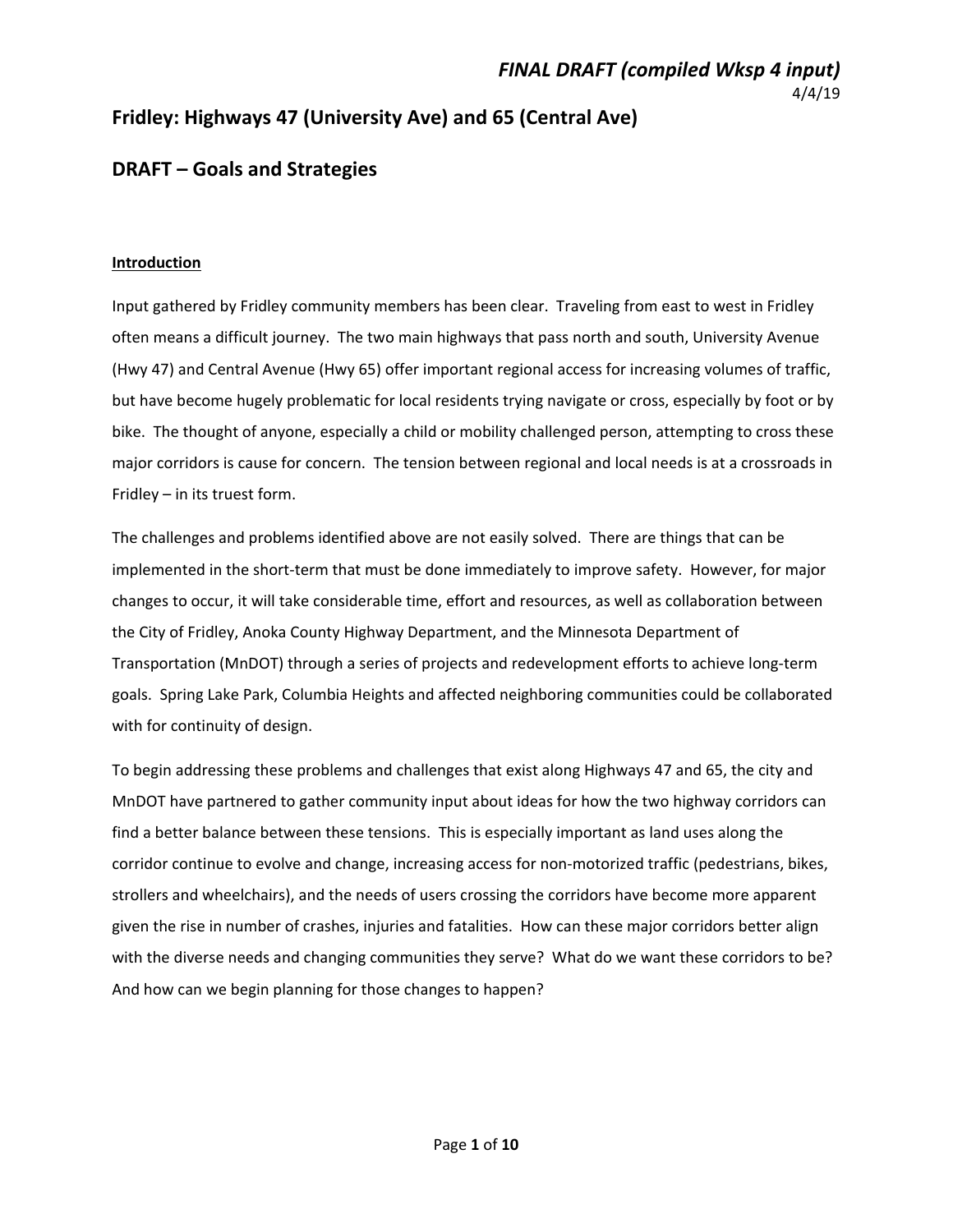*FINAL DRAFT (compiled Wksp 4 input)*

4/4/19

# Fridley: Highways 47 (University Ave) and 65 (Central Ave)

## DRAFT – Goals and Strategies

**Introduction**

Input gathered by Fridley community members has been clear. Traveling from east to west in Fridley often means a difficult journey. The two main highways that pass north and south, University Avenue (Hwy 47) and Central Avenue (Hwy 65) offer important regional access for increasing volumes of traffic, but have become hugely problematic for local residents trying navigate or cross, especially by foot or by bike. The thought of anyone, especially a child or mobility challenged person, attempting to cross these major corridors is cause for concern. The tension between regional and local needs is at a crossroads in Fridley – in its truest form.

The challenges and problems identified above are not easily solved. There are things that can be implemented in the short-term that must be done immediately to improve safety. However, for major changes to occur, it will take considerable time, effort and resources, as well as collaboration between the City of Fridley, Anoka County Highway Department, and the Minnesota Department of Transportation (MnDOT) through a series of projects and redevelopment efforts to achieve long-term goals. Spring Lake Park, Columbia Heights and affected neighboring communities could be collaborated with for continuity of design.

To begin addressing these problems and challenges that exist along Highways 47 and 65, the city and MnDOT have partnered to gather community input about ideas for how the two highway corridors can find a better balance between these tensions. This is especially important as land uses along the corridor continue to evolve and change, increasing access for non-motorized traffic (pedestrians, bikes, strollers and wheelchairs), and the needs of users crossing the corridors have become more apparent given the rise in number of crashes, injuries and fatalities. How can these major corridors better align with the diverse needs and changing communities they serve? What do we want these corridors to be? And how can we begin planning for those changes to happen?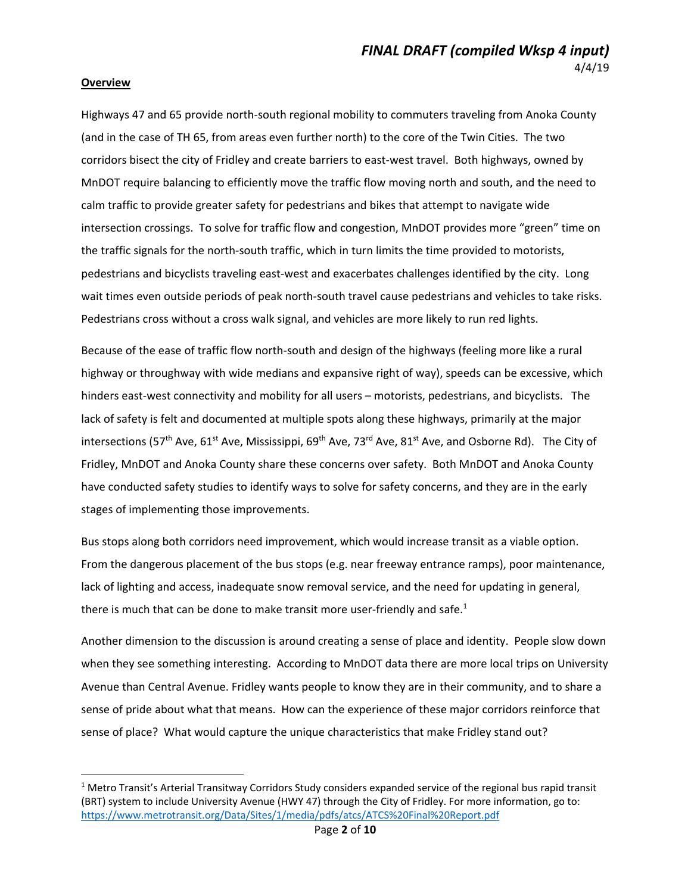**Overview**

Highways 47 and 65 provide north-south regional mobility to commuters traveling from Anoka County (and in the case of TH 65, from areas even further north) to the core of the Twin Cities. The two corridors bisect the city of Fridley and create barriers to east-west travel. Both highways, owned by MnDOT require balancing to efficiently move the traffic flow moving north and south, and the need to calm traffic to provide greater safety for pedestrians and bikes that attempt to navigate wide intersection crossings. To solve for traffic flow and congestion, MnDOT provides more "green" time on the traffic signals for the north-south traffic, which in turn limits the time provided to motorists, pedestrians and bicyclists traveling east-west and exacerbates challenges identified by the city. Long wait times even outside periods of peak north-south travel cause pedestrians and vehicles to take risks. Pedestrians cross without a cross walk signal, and vehicles are more likely to run red lights.

Because of the ease of traffic flow north-south and design of the highways (feeling more like a rural highway or throughway with wide medians and expansive right of way), speeds can be excessive, which hinders east-west connectivity and mobility for all users – motorists, pedestrians, and bicyclists. The lack of safety is felt and documented at multiple spots along these highways, primarily at the major intersections (57th Ave, 61st Ave, Mississippi, 69th Ave, 73rd Ave, 81st Ave, and Osborne Rd). The City of Fridley, MnDOT and Anoka County share these concerns over safety. Both MnDOT and Anoka County have conducted safety studies to identify ways to solve for safety concerns, and they are in the early stages of implementing those improvements.

Bus stops along both corridors need improvement, which would increase transit as a viable option. From the dangerous placement of the bus stops (e.g. near freeway entrance ramps), poor maintenance, lack of lighting and access, inadequate snow removal service, and the need for updating in general, there is much that can be done to make transit more user-friendly and safe.[1]

Another dimension to the discussion is around creating a sense of place and identity. People slow down when they see something interesting. According to MnDOT data there are more local trips on University Avenue than Central Avenue. Fridley wants people to know they are in their community, and to share a sense of pride about what that means. How can the experience of these major corridors reinforce that sense of place? What would capture the unique characteristics that make Fridley stand out?

---

[1] Metro Transit's Arterial Transitway Corridors Study considers expanded service of the regional bus rapid transit (BRT) system to include University Avenue (HWY 47) through the City of Fridley. For more information, go to: https://www.metrotransit.org/Data/Sites/1/media/pdfs/atcs/ATCS%20Final%20Report.pdf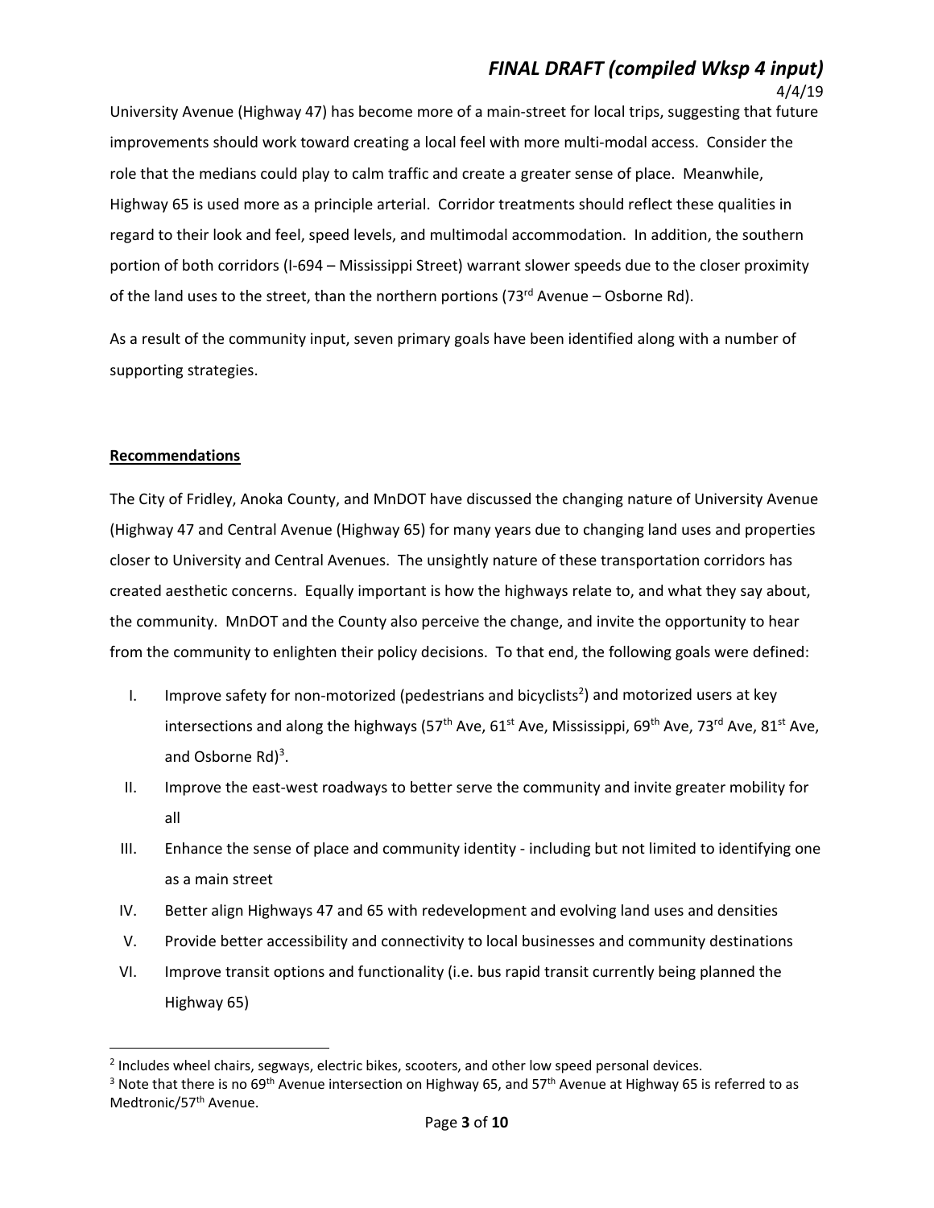University Avenue (Highway 47) has become more of a main-street for local trips, suggesting that future improvements should work toward creating a local feel with more multi-modal access. Consider the role that the medians could play to calm traffic and create a greater sense of place. Meanwhile, Highway 65 is used more as a principle arterial. Corridor treatments should reflect these qualities in regard to their look and feel, speed levels, and multimodal accommodation. In addition, the southern portion of both corridors (I-694 – Mississippi Street) warrant slower speeds due to the closer proximity of the land uses to the street, than the northern portions (73rd Avenue – Osborne Rd).

As a result of the community input, seven primary goals have been identified along with a number of supporting strategies.

**Recommendations**

The City of Fridley, Anoka County, and MnDOT have discussed the changing nature of University Avenue (Highway 47 and Central Avenue (Highway 65) for many years due to changing land uses and properties closer to University and Central Avenues. The unsightly nature of these transportation corridors has created aesthetic concerns. Equally important is how the highways relate to, and what they say about, the community. MnDOT and the County also perceive the change, and invite the opportunity to hear from the community to enlighten their policy decisions. To that end, the following goals were defined:

I. Improve safety for non-motorized (pedestrians and bicyclists[2]) and motorized users at key intersections and along the highways (57th Ave, 61st Ave, Mississippi, 69th Ave, 73rd Ave, 81st Ave, and Osborne Rd)[3].

II. Improve the east-west roadways to better serve the community and invite greater mobility for all

III. Enhance the sense of place and community identity - including but not limited to identifying one as a main street

IV. Better align Highways 47 and 65 with redevelopment and evolving land uses and densities

V. Provide better accessibility and connectivity to local businesses and community destinations

VI. Improve transit options and functionality (i.e. bus rapid transit currently being planned the Highway 65)

---

[2] Includes wheel chairs, segways, electric bikes, scooters, and other low speed personal devices.

[3] Note that there is no 69th Avenue intersection on Highway 65, and 57th Avenue at Highway 65 is referred to as Medtronic/57th Avenue.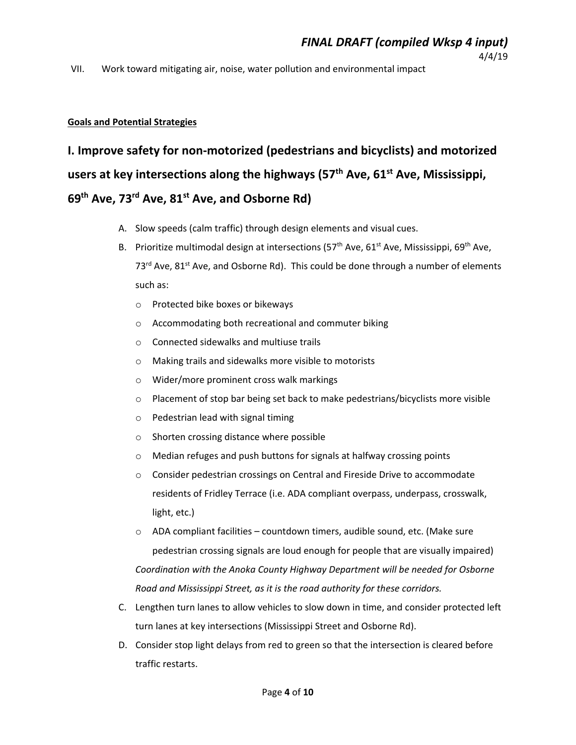VII. Work toward mitigating air, noise, water pollution and environmental impact

**Goals and Potential Strategies**

## I. Improve safety for non-motorized (pedestrians and bicyclists) and motorized users at key intersections along the highways (57th Ave, 61st Ave, Mississippi, 69th Ave, 73rd Ave, 81st Ave, and Osborne Rd)

A. Slow speeds (calm traffic) through design elements and visual cues.

B. Prioritize multimodal design at intersections (57th Ave, 61st Ave, Mississippi, 69th Ave, 73rd Ave, 81st Ave, and Osborne Rd). This could be done through a number of elements such as:
   - Protected bike boxes or bikeways
   - Accommodating both recreational and commuter biking
   - Connected sidewalks and multiuse trails
   - Making trails and sidewalks more visible to motorists
   - Wider/more prominent cross walk markings
   - Placement of stop bar being set back to make pedestrians/bicyclists more visible
   - Pedestrian lead with signal timing
   - Shorten crossing distance where possible
   - Median refuges and push buttons for signals at halfway crossing points
   - Consider pedestrian crossings on Central and Fireside Drive to accommodate residents of Fridley Terrace (i.e. ADA compliant overpass, underpass, crosswalk, light, etc.)
   - ADA compliant facilities – countdown timers, audible sound, etc. (Make sure pedestrian crossing signals are loud enough for people that are visually impaired)

   *Coordination with the Anoka County Highway Department will be needed for Osborne Road and Mississippi Street, as it is the road authority for these corridors.*

C. Lengthen turn lanes to allow vehicles to slow down in time, and consider protected left turn lanes at key intersections (Mississippi Street and Osborne Rd).

D. Consider stop light delays from red to green so that the intersection is cleared before traffic restarts.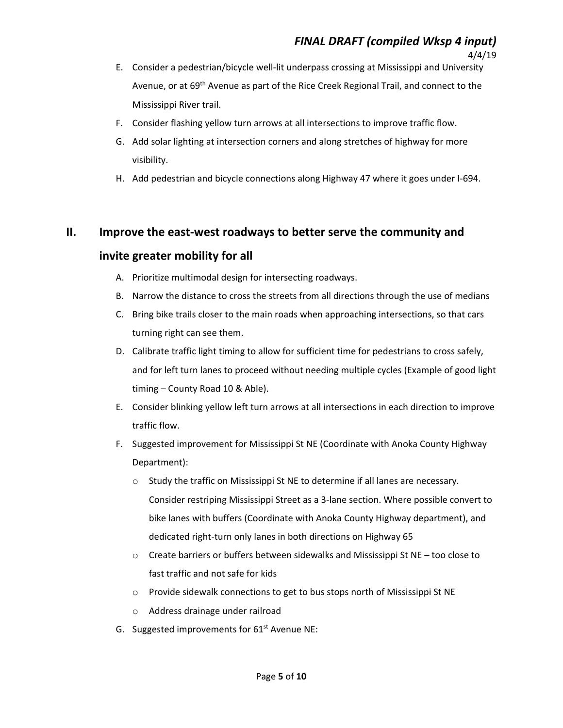E. Consider a pedestrian/bicycle well-lit underpass crossing at Mississippi and University Avenue, or at 69th Avenue as part of the Rice Creek Regional Trail, and connect to the Mississippi River trail.

F. Consider flashing yellow turn arrows at all intersections to improve traffic flow.

G. Add solar lighting at intersection corners and along stretches of highway for more visibility.

H. Add pedestrian and bicycle connections along Highway 47 where it goes under I-694.

## II. Improve the east-west roadways to better serve the community and invite greater mobility for all

A. Prioritize multimodal design for intersecting roadways.

B. Narrow the distance to cross the streets from all directions through the use of medians

C. Bring bike trails closer to the main roads when approaching intersections, so that cars turning right can see them.

D. Calibrate traffic light timing to allow for sufficient time for pedestrians to cross safely, and for left turn lanes to proceed without needing multiple cycles (Example of good light timing – County Road 10 & Able).

E. Consider blinking yellow left turn arrows at all intersections in each direction to improve traffic flow.

F. Suggested improvement for Mississippi St NE (Coordinate with Anoka County Highway Department):

- Study the traffic on Mississippi St NE to determine if all lanes are necessary. Consider restriping Mississippi Street as a 3-lane section. Where possible convert to bike lanes with buffers (Coordinate with Anoka County Highway department), and dedicated right-turn only lanes in both directions on Highway 65
- Create barriers or buffers between sidewalks and Mississippi St NE – too close to fast traffic and not safe for kids
- Provide sidewalk connections to get to bus stops north of Mississippi St NE
- Address drainage under railroad

G. Suggested improvements for 61st Avenue NE: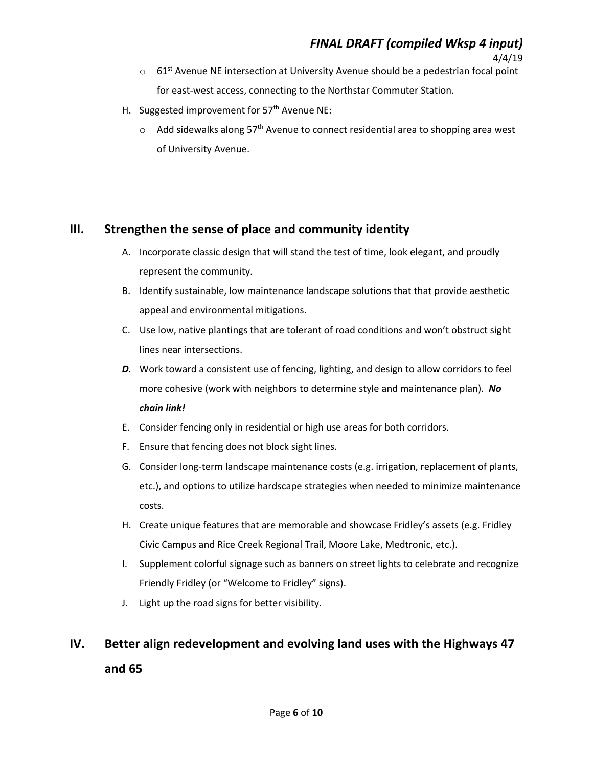- 61st Avenue NE intersection at University Avenue should be a pedestrian focal point for east-west access, connecting to the Northstar Commuter Station.

H. Suggested improvement for 57th Avenue NE:
- Add sidewalks along 57th Avenue to connect residential area to shopping area west of University Avenue.

## III. Strengthen the sense of place and community identity

A. Incorporate classic design that will stand the test of time, look elegant, and proudly represent the community.

B. Identify sustainable, low maintenance landscape solutions that that provide aesthetic appeal and environmental mitigations.

C. Use low, native plantings that are tolerant of road conditions and won't obstruct sight lines near intersections.

***D.*** Work toward a consistent use of fencing, lighting, and design to allow corridors to feel more cohesive (work with neighbors to determine style and maintenance plan). ***No chain link!***

E. Consider fencing only in residential or high use areas for both corridors.

F. Ensure that fencing does not block sight lines.

G. Consider long-term landscape maintenance costs (e.g. irrigation, replacement of plants, etc.), and options to utilize hardscape strategies when needed to minimize maintenance costs.

H. Create unique features that are memorable and showcase Fridley's assets (e.g. Fridley Civic Campus and Rice Creek Regional Trail, Moore Lake, Medtronic, etc.).

I. Supplement colorful signage such as banners on street lights to celebrate and recognize Friendly Fridley (or "Welcome to Fridley" signs).

J. Light up the road signs for better visibility.

## IV. Better align redevelopment and evolving land uses with the Highways 47 and 65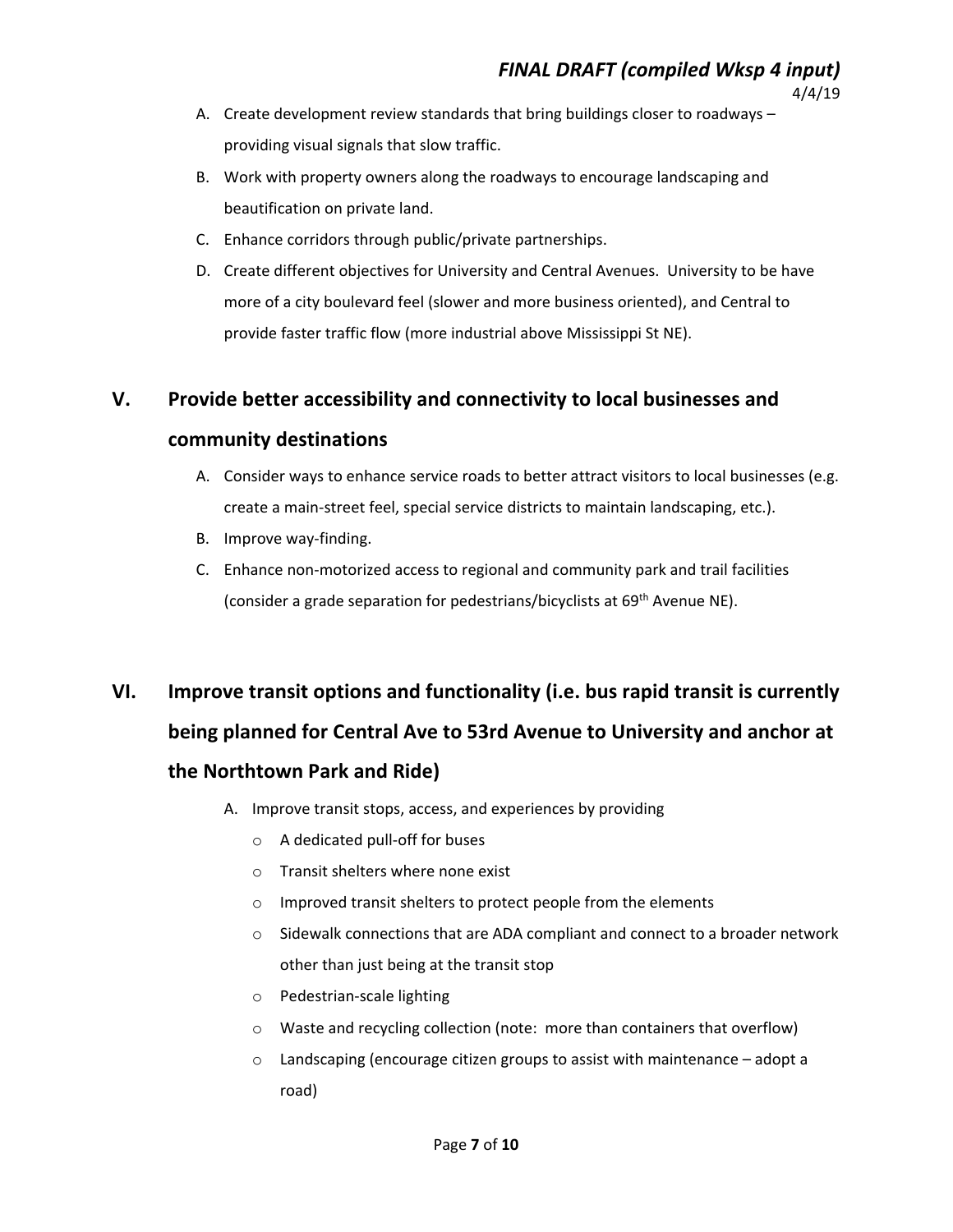A. Create development review standards that bring buildings closer to roadways – providing visual signals that slow traffic.
B. Work with property owners along the roadways to encourage landscaping and beautification on private land.
C. Enhance corridors through public/private partnerships.
D. Create different objectives for University and Central Avenues. University to be have more of a city boulevard feel (slower and more business oriented), and Central to provide faster traffic flow (more industrial above Mississippi St NE).

## V. Provide better accessibility and connectivity to local businesses and community destinations

A. Consider ways to enhance service roads to better attract visitors to local businesses (e.g. create a main-street feel, special service districts to maintain landscaping, etc.).
B. Improve way-finding.
C. Enhance non-motorized access to regional and community park and trail facilities (consider a grade separation for pedestrians/bicyclists at 69th Avenue NE).

## VI. Improve transit options and functionality (i.e. bus rapid transit is currently being planned for Central Ave to 53rd Avenue to University and anchor at the Northtown Park and Ride)

A. Improve transit stops, access, and experiences by providing
   - A dedicated pull-off for buses
   - Transit shelters where none exist
   - Improved transit shelters to protect people from the elements
   - Sidewalk connections that are ADA compliant and connect to a broader network other than just being at the transit stop
   - Pedestrian-scale lighting
   - Waste and recycling collection (note: more than containers that overflow)
   - Landscaping (encourage citizen groups to assist with maintenance – adopt a road)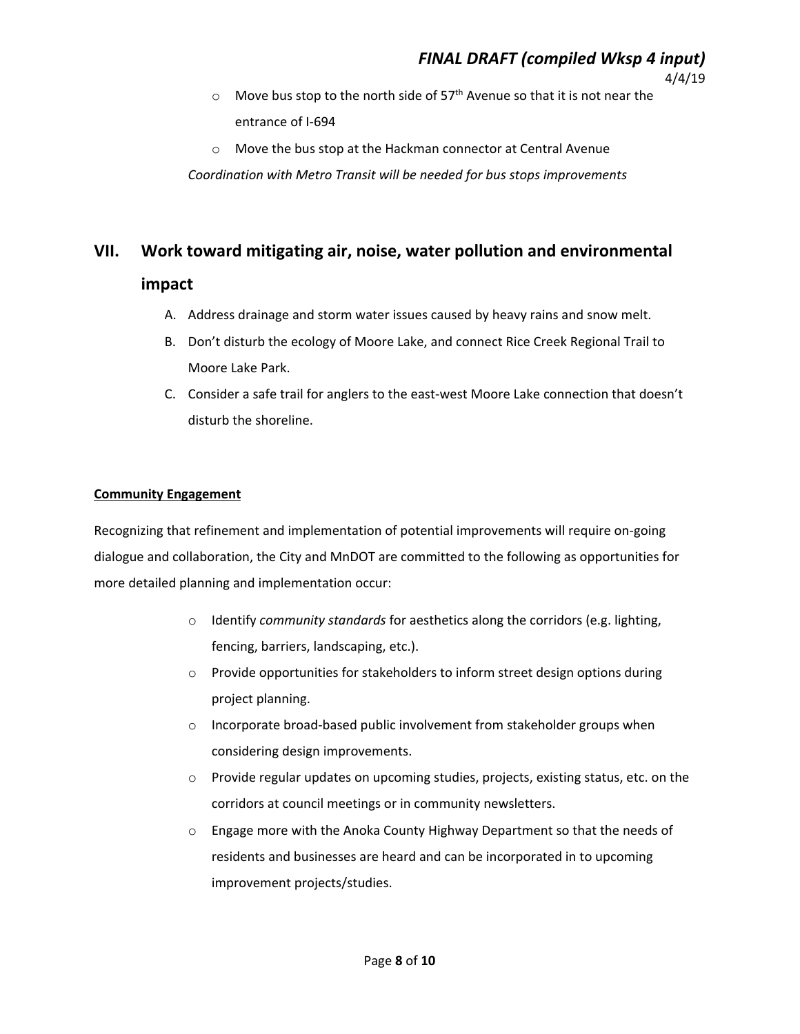- Move bus stop to the north side of $57^{th}$ Avenue so that it is not near the entrance of I-694
- Move the bus stop at the Hackman connector at Central Avenue

*Coordination with Metro Transit will be needed for bus stops improvements*

## VII. Work toward mitigating air, noise, water pollution and environmental impact

A. Address drainage and storm water issues caused by heavy rains and snow melt.

B. Don't disturb the ecology of Moore Lake, and connect Rice Creek Regional Trail to Moore Lake Park.

C. Consider a safe trail for anglers to the east-west Moore Lake connection that doesn't disturb the shoreline.

**<u>Community Engagement</u>**

Recognizing that refinement and implementation of potential improvements will require on-going dialogue and collaboration, the City and MnDOT are committed to the following as opportunities for more detailed planning and implementation occur:

- Identify *community standards* for aesthetics along the corridors (e.g. lighting, fencing, barriers, landscaping, etc.).
- Provide opportunities for stakeholders to inform street design options during project planning.
- Incorporate broad-based public involvement from stakeholder groups when considering design improvements.
- Provide regular updates on upcoming studies, projects, existing status, etc. on the corridors at council meetings or in community newsletters.
- Engage more with the Anoka County Highway Department so that the needs of residents and businesses are heard and can be incorporated in to upcoming improvement projects/studies.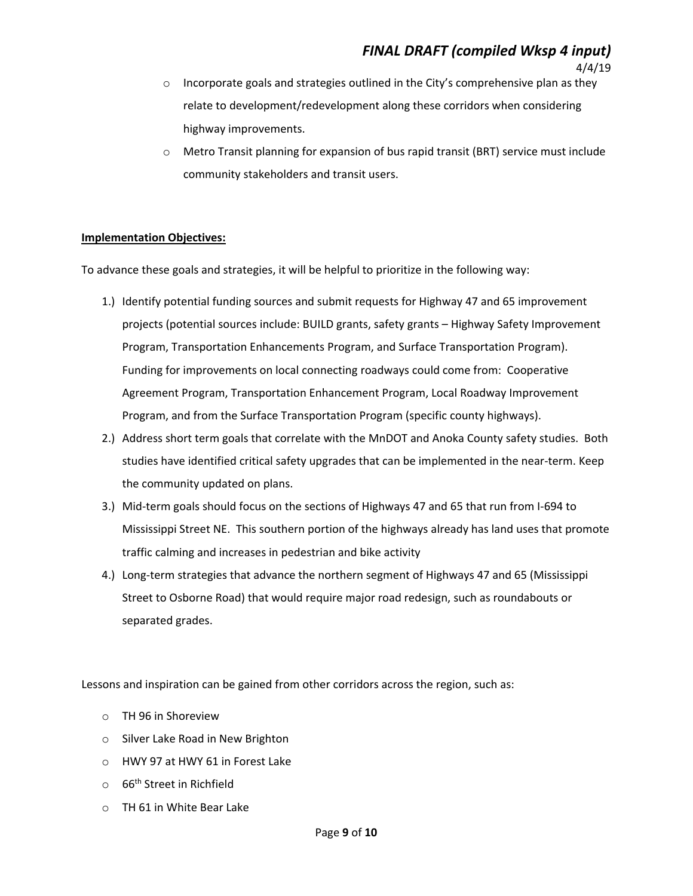- Incorporate goals and strategies outlined in the City's comprehensive plan as they relate to development/redevelopment along these corridors when considering highway improvements.
- Metro Transit planning for expansion of bus rapid transit (BRT) service must include community stakeholders and transit users.

**Implementation Objectives:**

To advance these goals and strategies, it will be helpful to prioritize in the following way:

1.) Identify potential funding sources and submit requests for Highway 47 and 65 improvement projects (potential sources include: BUILD grants, safety grants – Highway Safety Improvement Program, Transportation Enhancements Program, and Surface Transportation Program). Funding for improvements on local connecting roadways could come from: Cooperative Agreement Program, Transportation Enhancement Program, Local Roadway Improvement Program, and from the Surface Transportation Program (specific county highways).

2.) Address short term goals that correlate with the MnDOT and Anoka County safety studies. Both studies have identified critical safety upgrades that can be implemented in the near-term. Keep the community updated on plans.

3.) Mid-term goals should focus on the sections of Highways 47 and 65 that run from I-694 to Mississippi Street NE. This southern portion of the highways already has land uses that promote traffic calming and increases in pedestrian and bike activity

4.) Long-term strategies that advance the northern segment of Highways 47 and 65 (Mississippi Street to Osborne Road) that would require major road redesign, such as roundabouts or separated grades.

Lessons and inspiration can be gained from other corridors across the region, such as:

- TH 96 in Shoreview
- Silver Lake Road in New Brighton
- HWY 97 at HWY 61 in Forest Lake
- 66th Street in Richfield
- TH 61 in White Bear Lake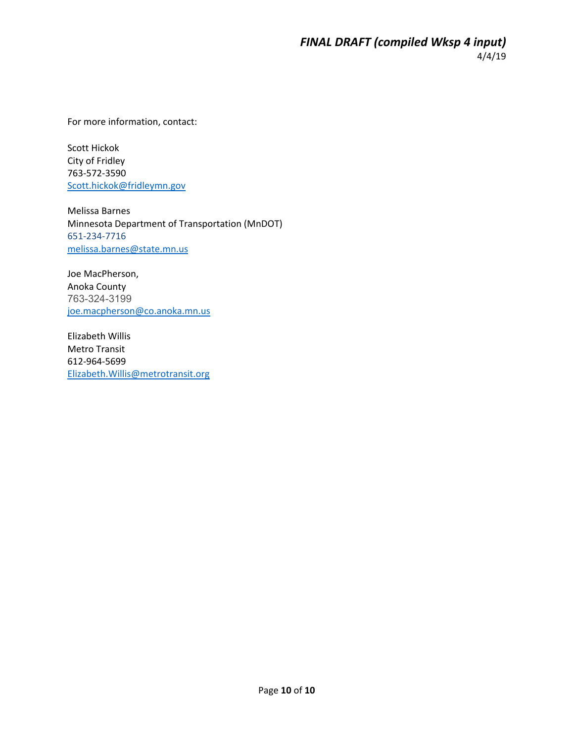For more information, contact:

Scott Hickok
City of Fridley
763-572-3590
Scott.hickok@fridleymn.gov

Melissa Barnes
Minnesota Department of Transportation (MnDOT)
651-234-7716
melissa.barnes@state.mn.us

Joe MacPherson,
Anoka County
763-324-3199
joe.macpherson@co.anoka.mn.us

Elizabeth Willis
Metro Transit
612-964-5699
Elizabeth.Willis@metrotransit.org